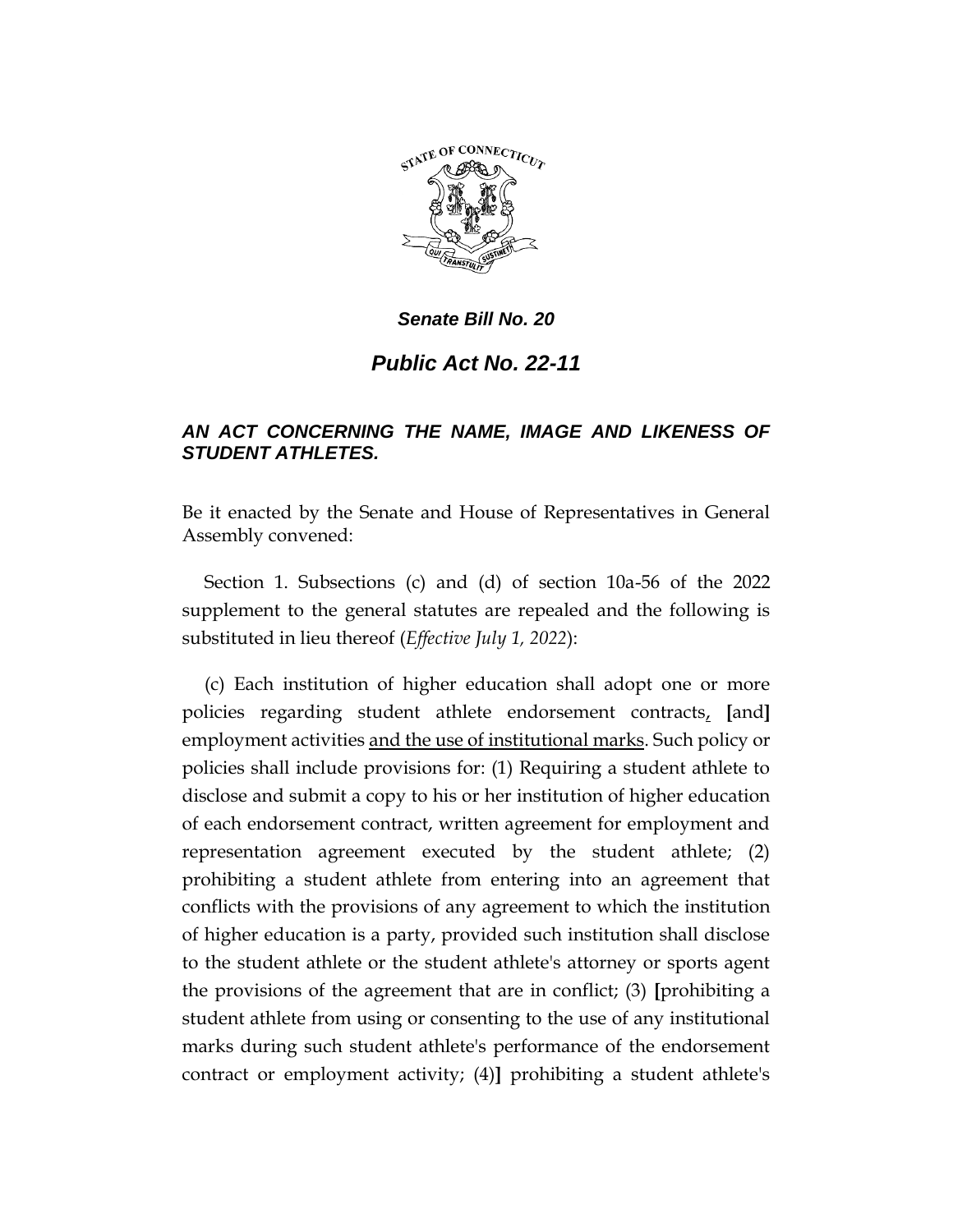***Senate Bill No. 20***

# ***Public Act No. 22-11***

### ***AN ACT CONCERNING THE NAME, IMAGE AND LIKENESS OF STUDENT ATHLETES.***

Be it enacted by the Senate and House of Representatives in General Assembly convened:

Section 1. Subsections (c) and (d) of section 10a-56 of the 2022 supplement to the general statutes are repealed and the following is substituted in lieu thereof (*Effective July 1, 2022*):

(c) Each institution of higher education shall adopt one or more policies regarding student athlete endorsement contracts, **[**and**]** employment activities <u>and the use of institutional marks</u>. Such policy or policies shall include provisions for: (1) Requiring a student athlete to disclose and submit a copy to his or her institution of higher education of each endorsement contract, written agreement for employment and representation agreement executed by the student athlete; (2) prohibiting a student athlete from entering into an agreement that conflicts with the provisions of any agreement to which the institution of higher education is a party, provided such institution shall disclose to the student athlete or the student athlete's attorney or sports agent the provisions of the agreement that are in conflict; (3) **[**prohibiting a student athlete from using or consenting to the use of any institutional marks during such student athlete's performance of the endorsement contract or employment activity; (4)**]** prohibiting a student athlete's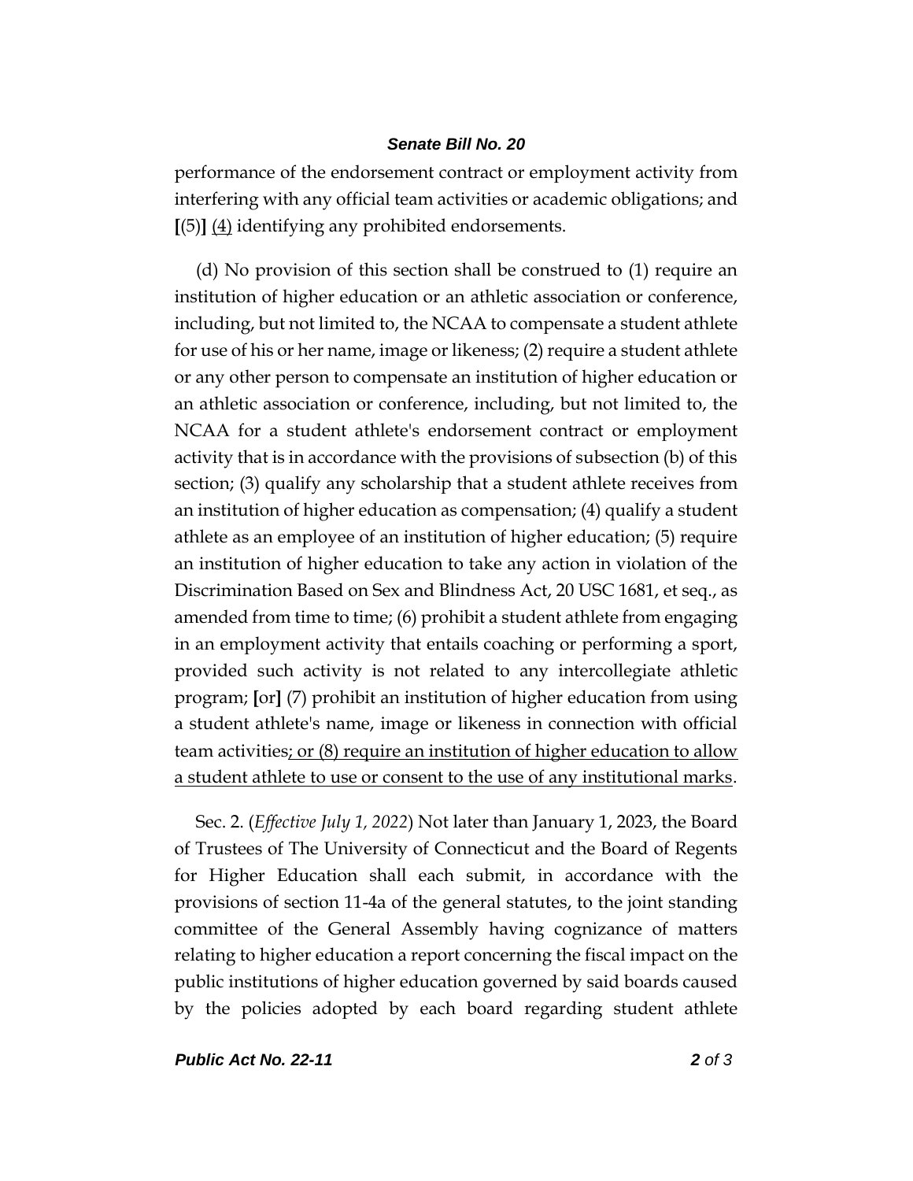performance of the endorsement contract or employment activity from interfering with any official team activities or academic obligations; and [(5)] <u>(4)</u> identifying any prohibited endorsements.

(d) No provision of this section shall be construed to (1) require an institution of higher education or an athletic association or conference, including, but not limited to, the NCAA to compensate a student athlete for use of his or her name, image or likeness; (2) require a student athlete or any other person to compensate an institution of higher education or an athletic association or conference, including, but not limited to, the NCAA for a student athlete's endorsement contract or employment activity that is in accordance with the provisions of subsection (b) of this section; (3) qualify any scholarship that a student athlete receives from an institution of higher education as compensation; (4) qualify a student athlete as an employee of an institution of higher education; (5) require an institution of higher education to take any action in violation of the Discrimination Based on Sex and Blindness Act, 20 USC 1681, et seq., as amended from time to time; (6) prohibit a student athlete from engaging in an employment activity that entails coaching or performing a sport, provided such activity is not related to any intercollegiate athletic program; [or] (7) prohibit an institution of higher education from using a student athlete's name, image or likeness in connection with official team activities<u>; or (8) require an institution of higher education to allow a student athlete to use or consent to the use of any institutional marks</u>.

Sec. 2. (*Effective July 1, 2022*) Not later than January 1, 2023, the Board of Trustees of The University of Connecticut and the Board of Regents for Higher Education shall each submit, in accordance with the provisions of section 11-4a of the general statutes, to the joint standing committee of the General Assembly having cognizance of matters relating to higher education a report concerning the fiscal impact on the public institutions of higher education governed by said boards caused by the policies adopted by each board regarding student athlete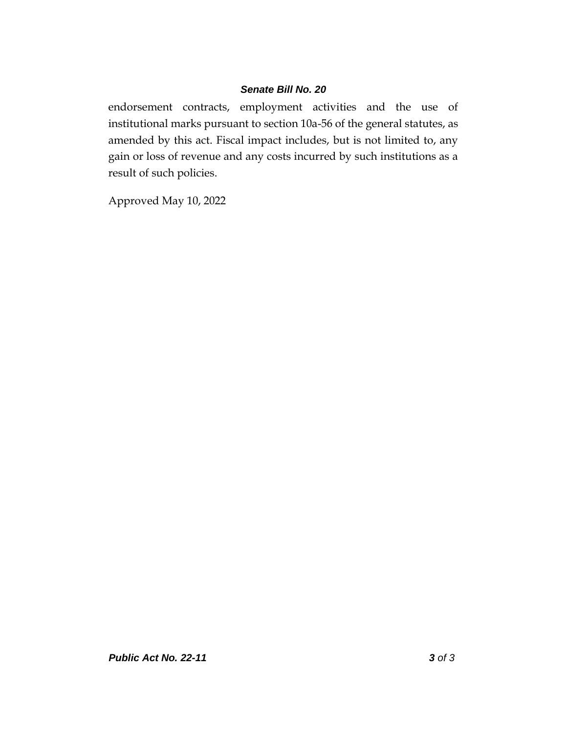endorsement contracts, employment activities and the use of institutional marks pursuant to section 10a-56 of the general statutes, as amended by this act. Fiscal impact includes, but is not limited to, any gain or loss of revenue and any costs incurred by such institutions as a result of such policies.

Approved May 10, 2022